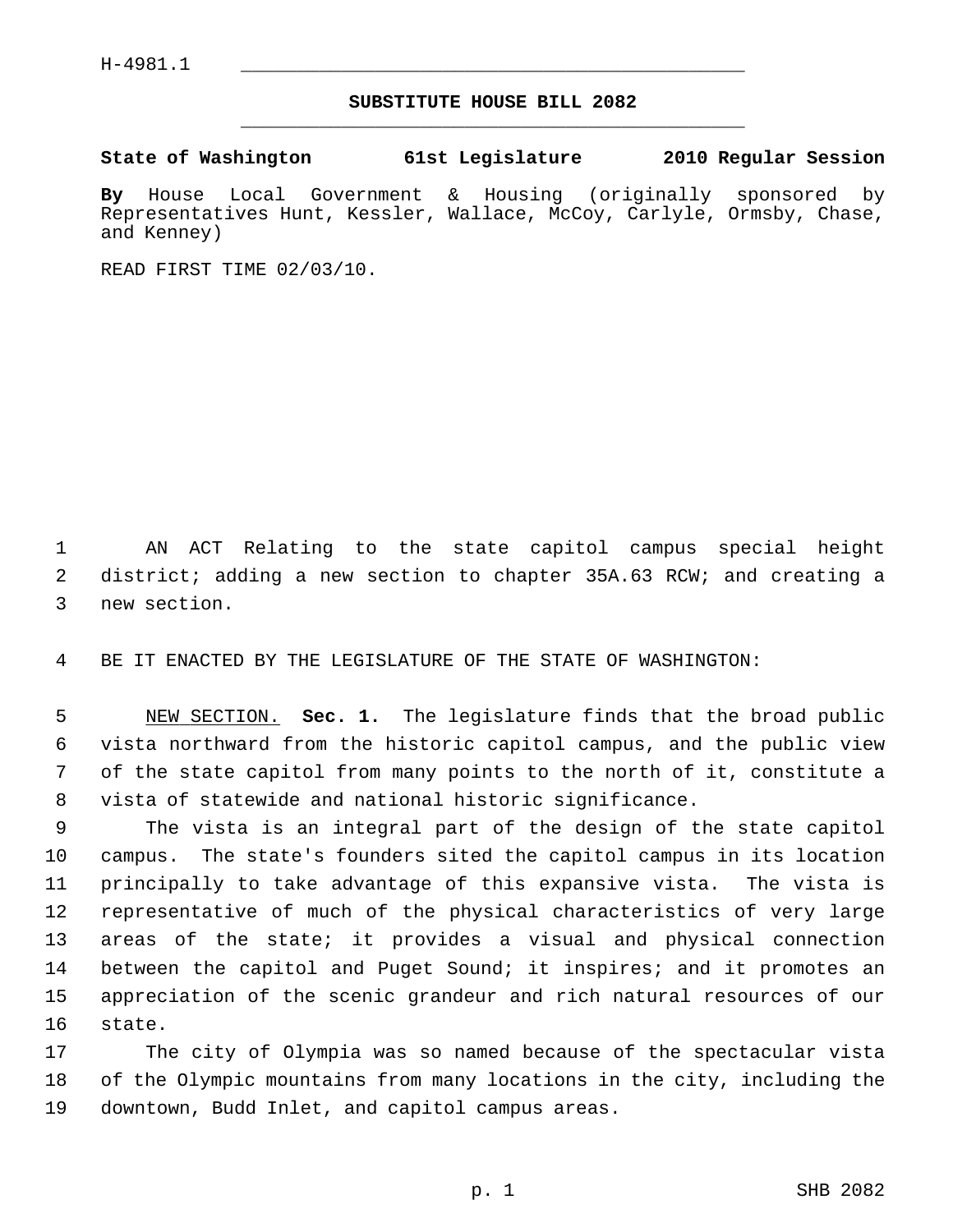H-4981.1

# SUBSTITUTE HOUSE BILL 2082

**State of Washington 61st Legislature 2010 Regular Session**

**By** House Local Government & Housing (originally sponsored by Representatives Hunt, Kessler, Wallace, McCoy, Carlyle, Ormsby, Chase, and Kenney)

READ FIRST TIME 02/03/10.

AN ACT Relating to the state capitol campus special height district; adding a new section to chapter 35A.63 RCW; and creating a new section.

BE IT ENACTED BY THE LEGISLATURE OF THE STATE OF WASHINGTON:

NEW SECTION. **Sec. 1.** The legislature finds that the broad public vista northward from the historic capitol campus, and the public view of the state capitol from many points to the north of it, constitute a vista of statewide and national historic significance.

The vista is an integral part of the design of the state capitol campus. The state's founders sited the capitol campus in its location principally to take advantage of this expansive vista. The vista is representative of much of the physical characteristics of very large areas of the state; it provides a visual and physical connection between the capitol and Puget Sound; it inspires; and it promotes an appreciation of the scenic grandeur and rich natural resources of our state.

The city of Olympia was so named because of the spectacular vista of the Olympic mountains from many locations in the city, including the downtown, Budd Inlet, and capitol campus areas.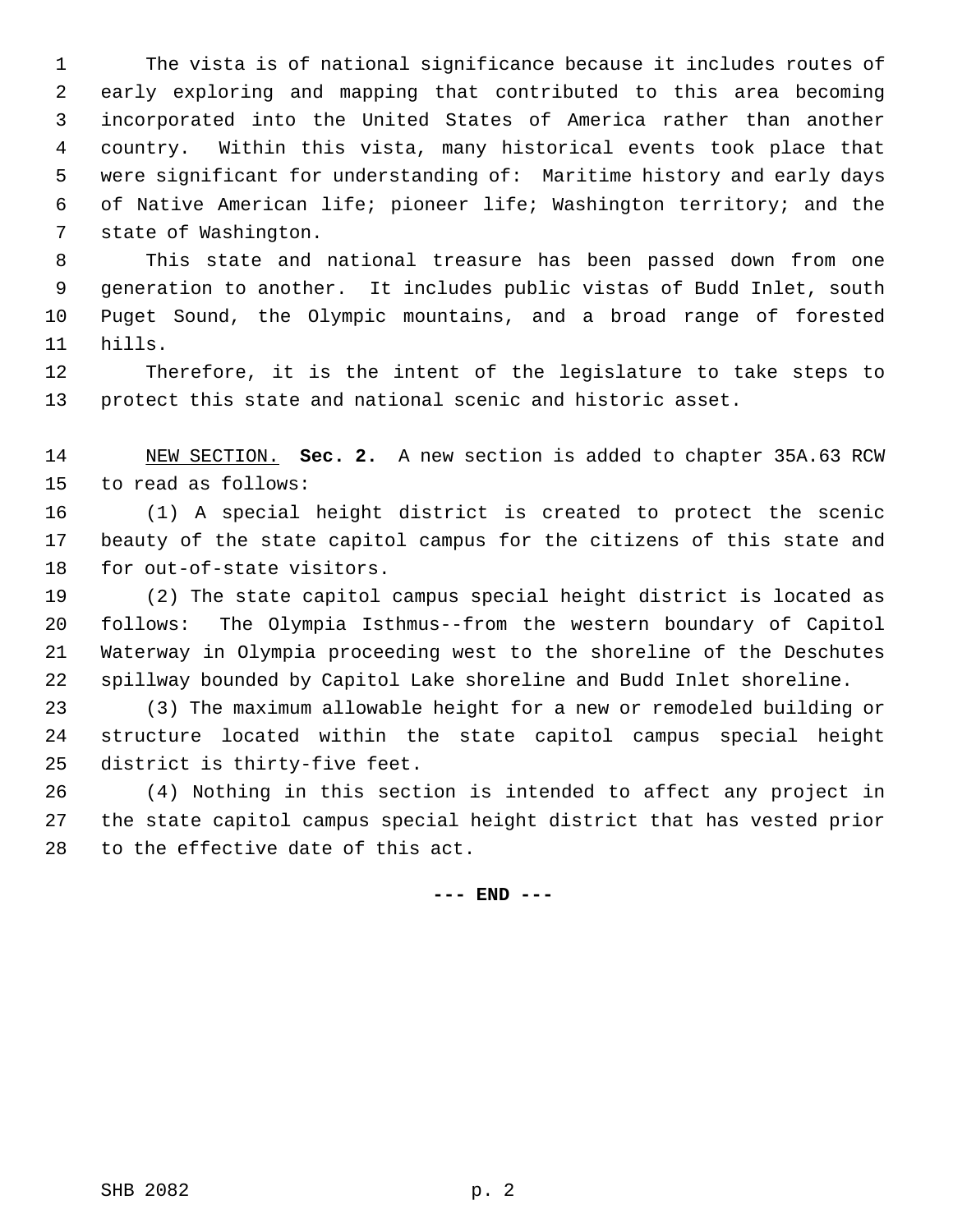The vista is of national significance because it includes routes of early exploring and mapping that contributed to this area becoming incorporated into the United States of America rather than another country. Within this vista, many historical events took place that were significant for understanding of: Maritime history and early days of Native American life; pioneer life; Washington territory; and the state of Washington.

This state and national treasure has been passed down from one generation to another. It includes public vistas of Budd Inlet, south Puget Sound, the Olympic mountains, and a broad range of forested hills.

Therefore, it is the intent of the legislature to take steps to protect this state and national scenic and historic asset.

NEW SECTION. **Sec. 2.** A new section is added to chapter 35A.63 RCW to read as follows:

(1) A special height district is created to protect the scenic beauty of the state capitol campus for the citizens of this state and for out-of-state visitors.

(2) The state capitol campus special height district is located as follows: The Olympia Isthmus--from the western boundary of Capitol Waterway in Olympia proceeding west to the shoreline of the Deschutes spillway bounded by Capitol Lake shoreline and Budd Inlet shoreline.

(3) The maximum allowable height for a new or remodeled building or structure located within the state capitol campus special height district is thirty-five feet.

(4) Nothing in this section is intended to affect any project in the state capitol campus special height district that has vested prior to the effective date of this act.

**--- END ---**